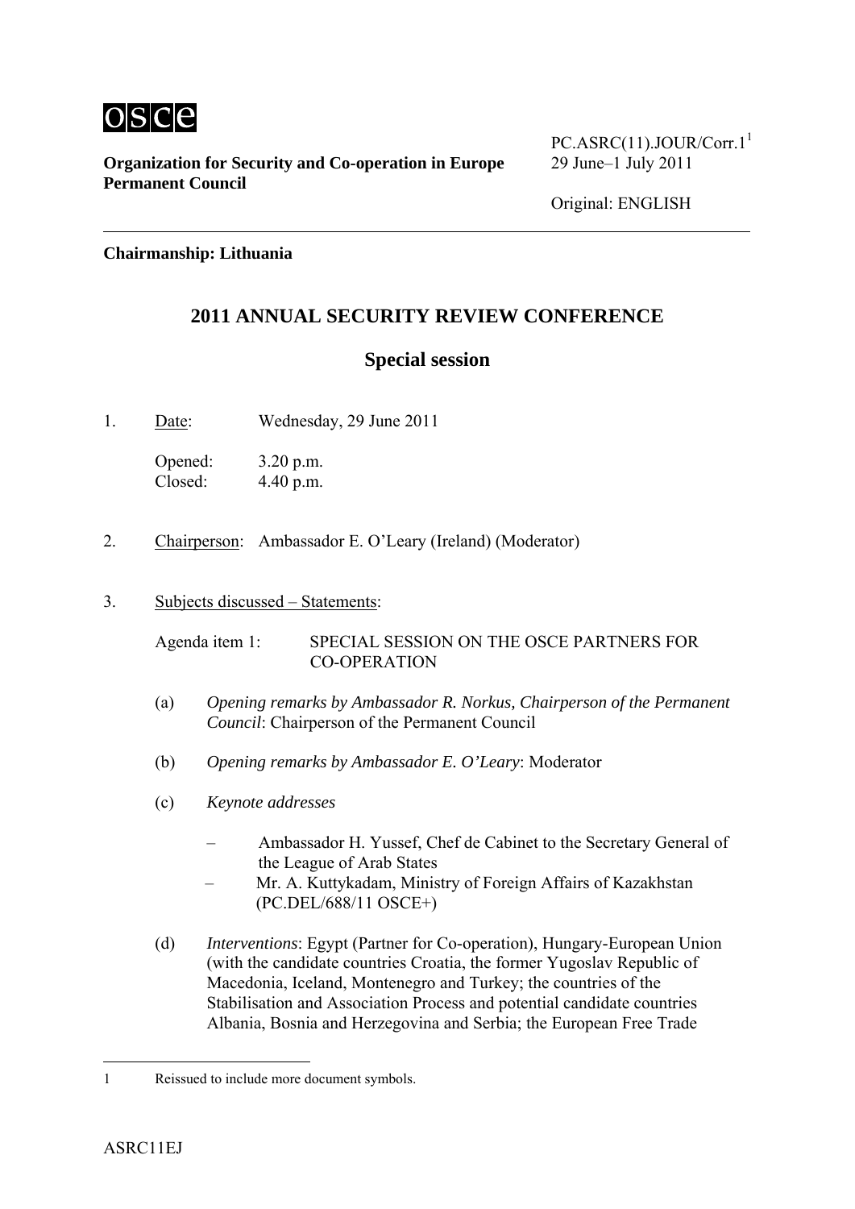osce

**Organization for Security and Co-operation in Europe**
**Permanent Council**

PC.ASRC(11).JOUR/Corr.1[1]
29 June–1 July 2011

Original: ENGLISH

**Chairmanship: Lithuania**

## 2011 ANNUAL SECURITY REVIEW CONFERENCE

### Special session

1. Date: Wednesday, 29 June 2011

   Opened: 3.20 p.m.
   Closed: 4.40 p.m.

2. Chairperson: Ambassador E. O'Leary (Ireland) (Moderator)

3. Subjects discussed – Statements:

   Agenda item 1: SPECIAL SESSION ON THE OSCE PARTNERS FOR CO-OPERATION

   (a) *Opening remarks by Ambassador R. Norkus, Chairperson of the Permanent Council*: Chairperson of the Permanent Council

   (b) *Opening remarks by Ambassador E. O'Leary*: Moderator

   (c) *Keynote addresses*

   – Ambassador H. Yussef, Chef de Cabinet to the Secretary General of the League of Arab States
   – Mr. A. Kuttykadam, Ministry of Foreign Affairs of Kazakhstan (PC.DEL/688/11 OSCE+)

   (d) *Interventions*: Egypt (Partner for Co-operation), Hungary-European Union (with the candidate countries Croatia, the former Yugoslav Republic of Macedonia, Iceland, Montenegro and Turkey; the countries of the Stabilisation and Association Process and potential candidate countries Albania, Bosnia and Herzegovina and Serbia; the European Free Trade

---

1 Reissued to include more document symbols.

ASRC11EJ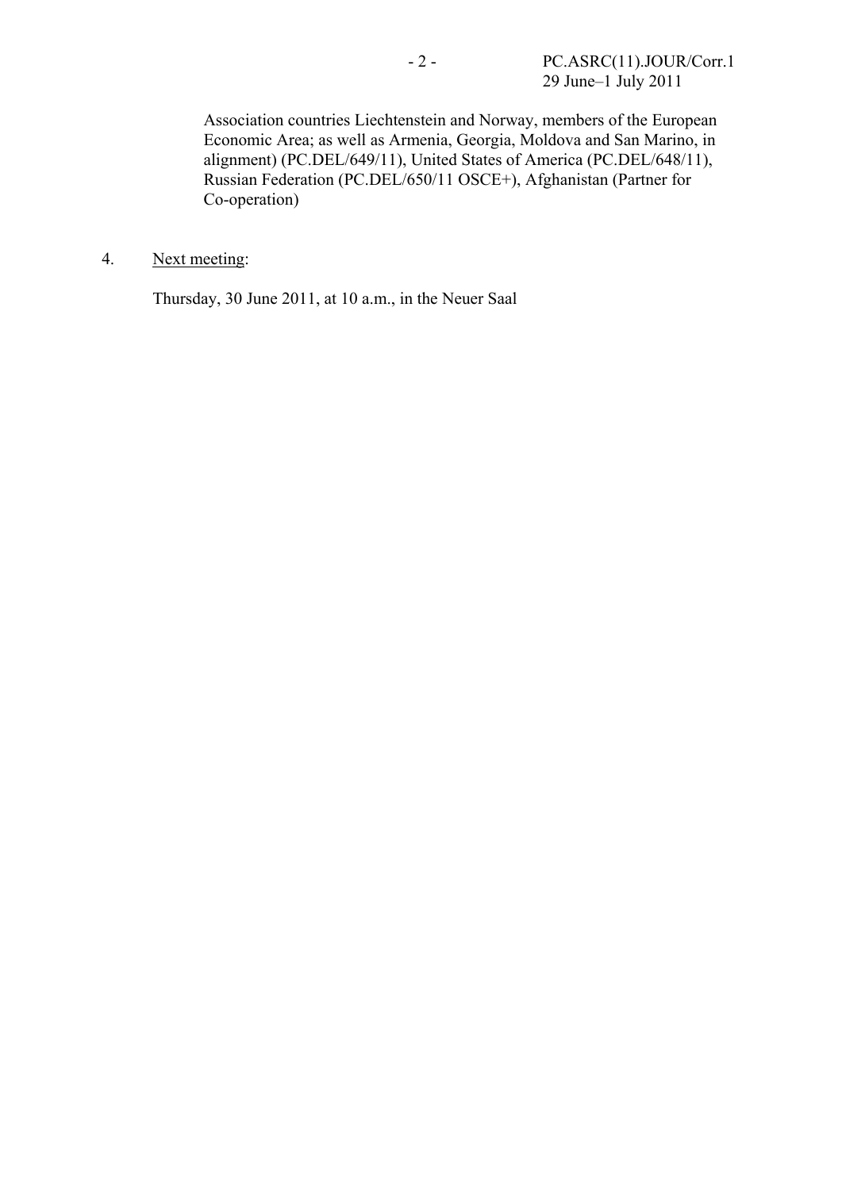Association countries Liechtenstein and Norway, members of the European Economic Area; as well as Armenia, Georgia, Moldova and San Marino, in alignment) (PC.DEL/649/11), United States of America (PC.DEL/648/11), Russian Federation (PC.DEL/650/11 OSCE+), Afghanistan (Partner for Co-operation)

4. Next meeting:

   Thursday, 30 June 2011, at 10 a.m., in the Neuer Saal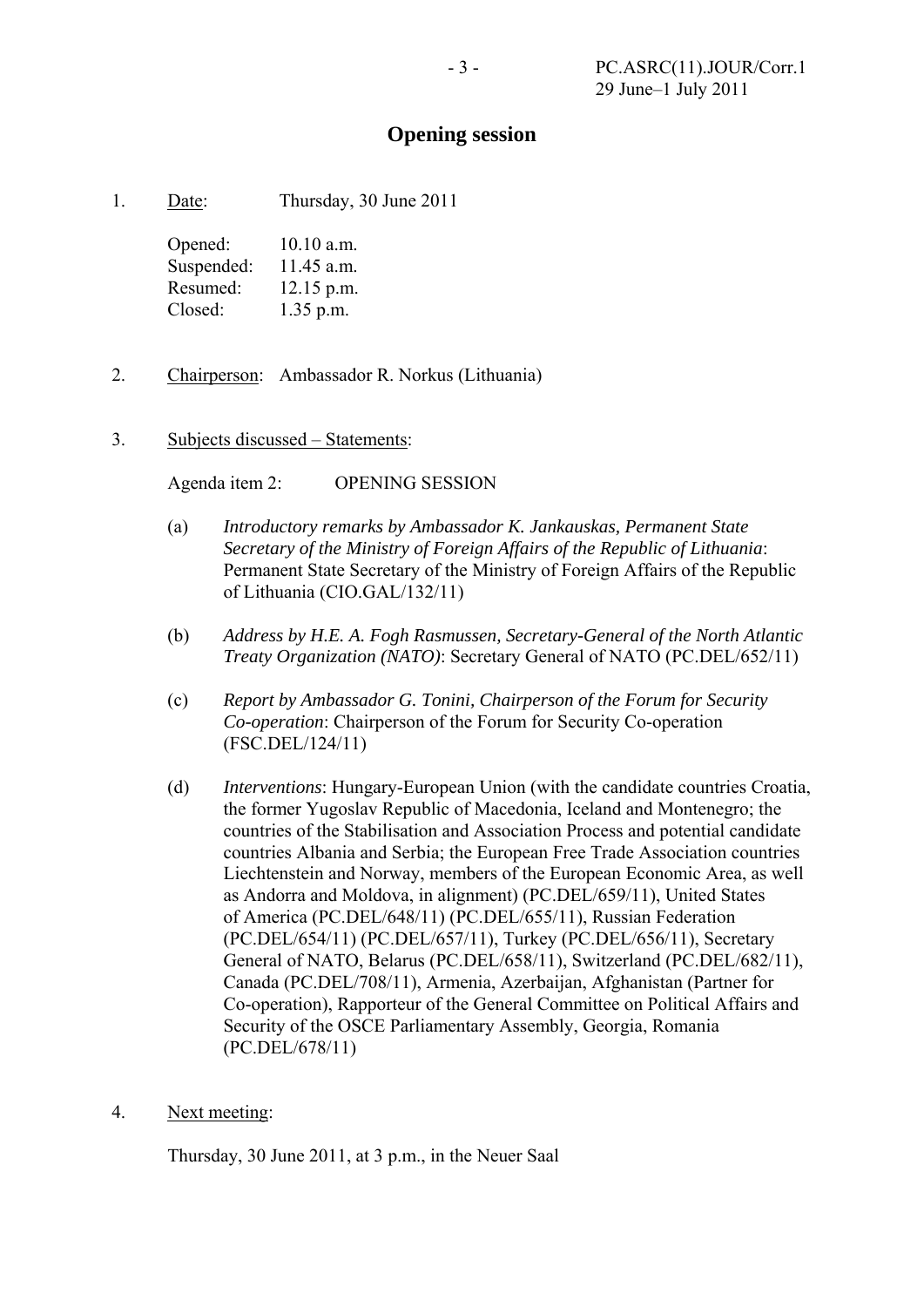## Opening session

1. Date: Thursday, 30 June 2011

   Opened: 10.10 a.m.
   Suspended: 11.45 a.m.
   Resumed: 12.15 p.m.
   Closed: 1.35 p.m.

2. Chairperson: Ambassador R. Norkus (Lithuania)

3. Subjects discussed – Statements:

   Agenda item 2: OPENING SESSION

   (a) *Introductory remarks by Ambassador K. Jankauskas, Permanent State Secretary of the Ministry of Foreign Affairs of the Republic of Lithuania*: Permanent State Secretary of the Ministry of Foreign Affairs of the Republic of Lithuania (CIO.GAL/132/11)

   (b) *Address by H.E. A. Fogh Rasmussen, Secretary-General of the North Atlantic Treaty Organization (NATO)*: Secretary General of NATO (PC.DEL/652/11)

   (c) *Report by Ambassador G. Tonini, Chairperson of the Forum for Security Co-operation*: Chairperson of the Forum for Security Co-operation (FSC.DEL/124/11)

   (d) *Interventions*: Hungary-European Union (with the candidate countries Croatia, the former Yugoslav Republic of Macedonia, Iceland and Montenegro; the countries of the Stabilisation and Association Process and potential candidate countries Albania and Serbia; the European Free Trade Association countries Liechtenstein and Norway, members of the European Economic Area, as well as Andorra and Moldova, in alignment) (PC.DEL/659/11), United States of America (PC.DEL/648/11) (PC.DEL/655/11), Russian Federation (PC.DEL/654/11) (PC.DEL/657/11), Turkey (PC.DEL/656/11), Secretary General of NATO, Belarus (PC.DEL/658/11), Switzerland (PC.DEL/682/11), Canada (PC.DEL/708/11), Armenia, Azerbaijan, Afghanistan (Partner for Co-operation), Rapporteur of the General Committee on Political Affairs and Security of the OSCE Parliamentary Assembly, Georgia, Romania (PC.DEL/678/11)

4. Next meeting:

   Thursday, 30 June 2011, at 3 p.m., in the Neuer Saal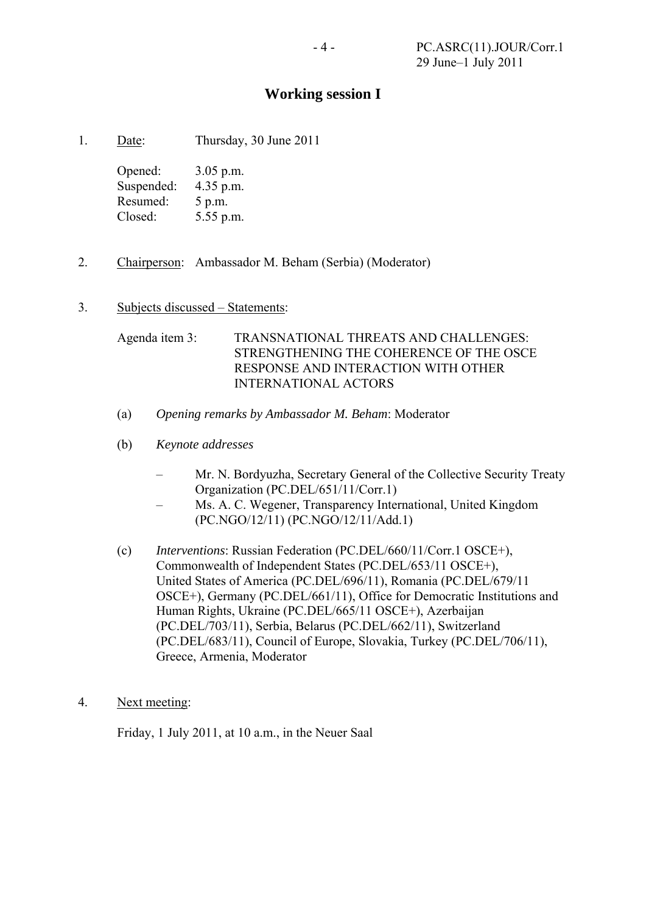## Working session I

1. Date: Thursday, 30 June 2011

   Opened: 3.05 p.m.
   Suspended: 4.35 p.m.
   Resumed: 5 p.m.
   Closed: 5.55 p.m.

2. Chairperson: Ambassador M. Beham (Serbia) (Moderator)

3. Subjects discussed – Statements:

   Agenda item 3: TRANSNATIONAL THREATS AND CHALLENGES: STRENGTHENING THE COHERENCE OF THE OSCE RESPONSE AND INTERACTION WITH OTHER INTERNATIONAL ACTORS

   (a) *Opening remarks by Ambassador M. Beham*: Moderator

   (b) *Keynote addresses*

   – Mr. N. Bordyuzha, Secretary General of the Collective Security Treaty Organization (PC.DEL/651/11/Corr.1)
   – Ms. A. C. Wegener, Transparency International, United Kingdom (PC.NGO/12/11) (PC.NGO/12/11/Add.1)

   (c) *Interventions*: Russian Federation (PC.DEL/660/11/Corr.1 OSCE+), Commonwealth of Independent States (PC.DEL/653/11 OSCE+), United States of America (PC.DEL/696/11), Romania (PC.DEL/679/11 OSCE+), Germany (PC.DEL/661/11), Office for Democratic Institutions and Human Rights, Ukraine (PC.DEL/665/11 OSCE+), Azerbaijan (PC.DEL/703/11), Serbia, Belarus (PC.DEL/662/11), Switzerland (PC.DEL/683/11), Council of Europe, Slovakia, Turkey (PC.DEL/706/11), Greece, Armenia, Moderator

4. Next meeting:

   Friday, 1 July 2011, at 10 a.m., in the Neuer Saal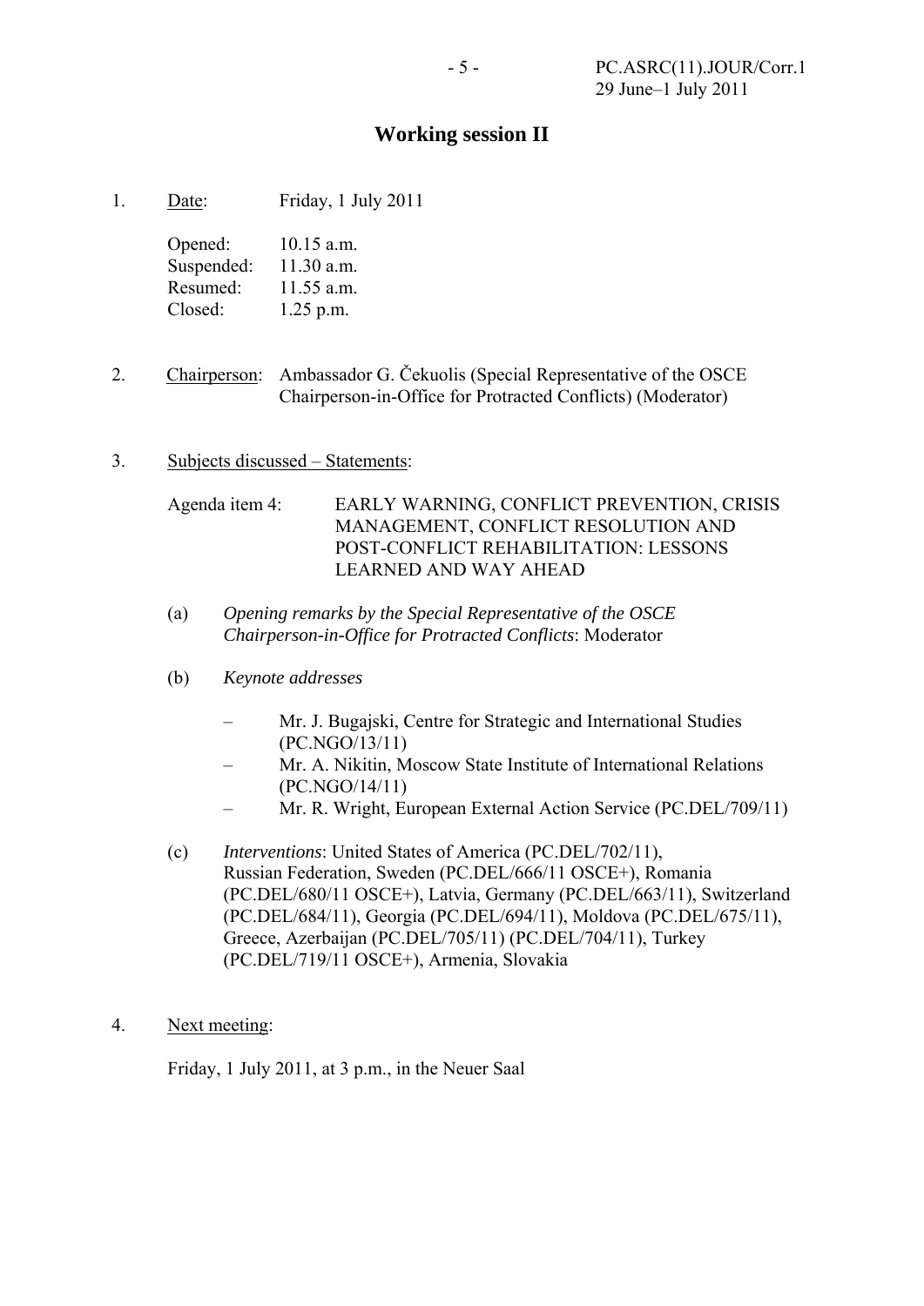## Working session II

1. Date: Friday, 1 July 2011

   Opened: 10.15 a.m.
   Suspended: 11.30 a.m.
   Resumed: 11.55 a.m.
   Closed: 1.25 p.m.

2. Chairperson: Ambassador G. Čekuolis (Special Representative of the OSCE Chairperson-in-Office for Protracted Conflicts) (Moderator)

3. Subjects discussed – Statements:

   Agenda item 4: EARLY WARNING, CONFLICT PREVENTION, CRISIS MANAGEMENT, CONFLICT RESOLUTION AND POST-CONFLICT REHABILITATION: LESSONS LEARNED AND WAY AHEAD

   (a) *Opening remarks by the Special Representative of the OSCE Chairperson-in-Office for Protracted Conflicts*: Moderator

   (b) *Keynote addresses*

   – Mr. J. Bugajski, Centre for Strategic and International Studies (PC.NGO/13/11)
   – Mr. A. Nikitin, Moscow State Institute of International Relations (PC.NGO/14/11)
   – Mr. R. Wright, European External Action Service (PC.DEL/709/11)

   (c) *Interventions*: United States of America (PC.DEL/702/11), Russian Federation, Sweden (PC.DEL/666/11 OSCE+), Romania (PC.DEL/680/11 OSCE+), Latvia, Germany (PC.DEL/663/11), Switzerland (PC.DEL/684/11), Georgia (PC.DEL/694/11), Moldova (PC.DEL/675/11), Greece, Azerbaijan (PC.DEL/705/11) (PC.DEL/704/11), Turkey (PC.DEL/719/11 OSCE+), Armenia, Slovakia

4. Next meeting:

   Friday, 1 July 2011, at 3 p.m., in the Neuer Saal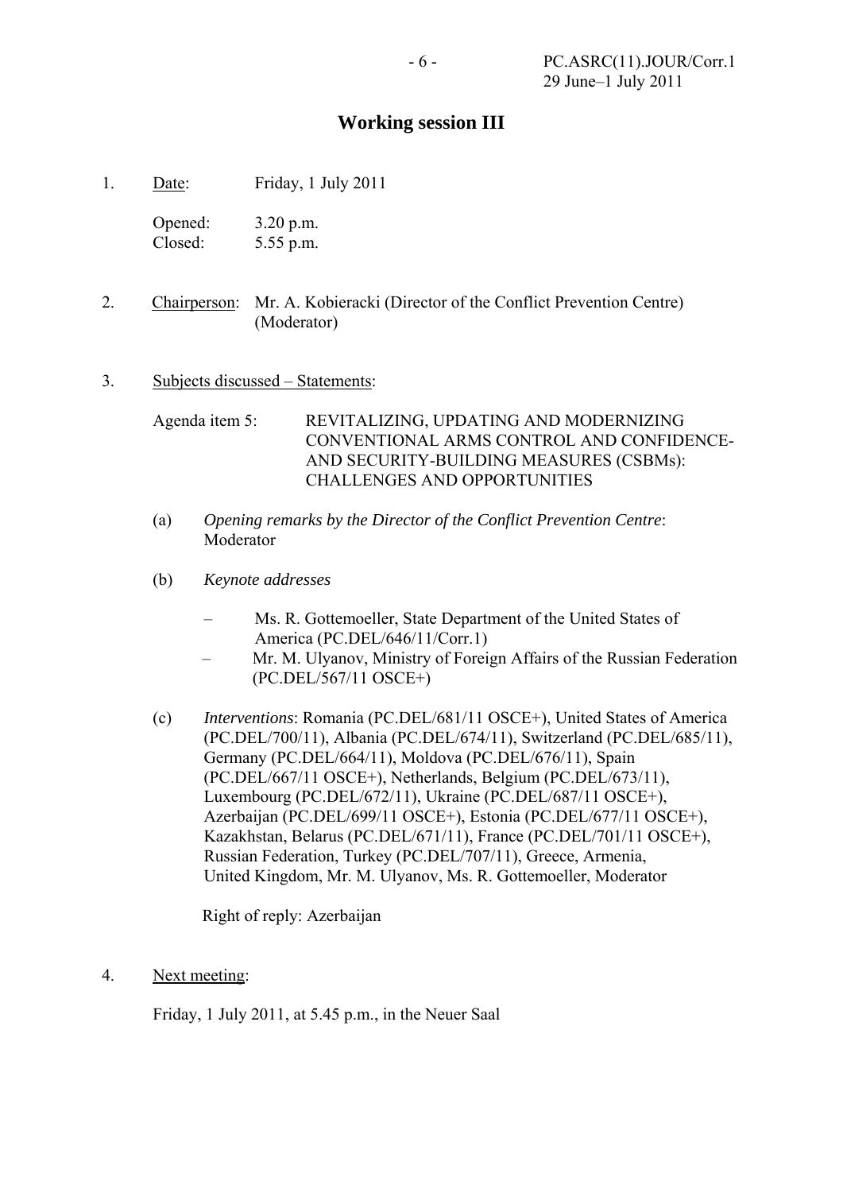# Working session III

1. Date: Friday, 1 July 2011

   Opened: 3.20 p.m.
   Closed: 5.55 p.m.

2. Chairperson: Mr. A. Kobieracki (Director of the Conflict Prevention Centre) (Moderator)

3. Subjects discussed – Statements:

   Agenda item 5: REVITALIZING, UPDATING AND MODERNIZING CONVENTIONAL ARMS CONTROL AND CONFIDENCE- AND SECURITY-BUILDING MEASURES (CSBMs): CHALLENGES AND OPPORTUNITIES

   (a) *Opening remarks by the Director of the Conflict Prevention Centre*: Moderator

   (b) *Keynote addresses*

   – Ms. R. Gottemoeller, State Department of the United States of America (PC.DEL/646/11/Corr.1)
   – Mr. M. Ulyanov, Ministry of Foreign Affairs of the Russian Federation (PC.DEL/567/11 OSCE+)

   (c) *Interventions*: Romania (PC.DEL/681/11 OSCE+), United States of America (PC.DEL/700/11), Albania (PC.DEL/674/11), Switzerland (PC.DEL/685/11), Germany (PC.DEL/664/11), Moldova (PC.DEL/676/11), Spain (PC.DEL/667/11 OSCE+), Netherlands, Belgium (PC.DEL/673/11), Luxembourg (PC.DEL/672/11), Ukraine (PC.DEL/687/11 OSCE+), Azerbaijan (PC.DEL/699/11 OSCE+), Estonia (PC.DEL/677/11 OSCE+), Kazakhstan, Belarus (PC.DEL/671/11), France (PC.DEL/701/11 OSCE+), Russian Federation, Turkey (PC.DEL/707/11), Greece, Armenia, United Kingdom, Mr. M. Ulyanov, Ms. R. Gottemoeller, Moderator

   Right of reply: Azerbaijan

4. Next meeting:

   Friday, 1 July 2011, at 5.45 p.m., in the Neuer Saal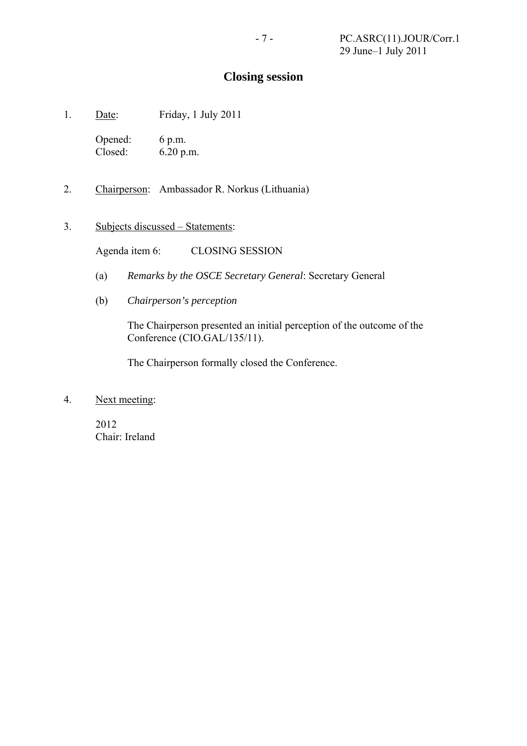## Closing session

1. Date: Friday, 1 July 2011

   Opened: 6 p.m.
   Closed: 6.20 p.m.

2. Chairperson: Ambassador R. Norkus (Lithuania)

3. Subjects discussed – Statements:

   Agenda item 6: CLOSING SESSION

   (a) *Remarks by the OSCE Secretary General*: Secretary General

   (b) *Chairperson's perception*

   The Chairperson presented an initial perception of the outcome of the Conference (CIO.GAL/135/11).

   The Chairperson formally closed the Conference.

4. Next meeting:

   2012
   Chair: Ireland